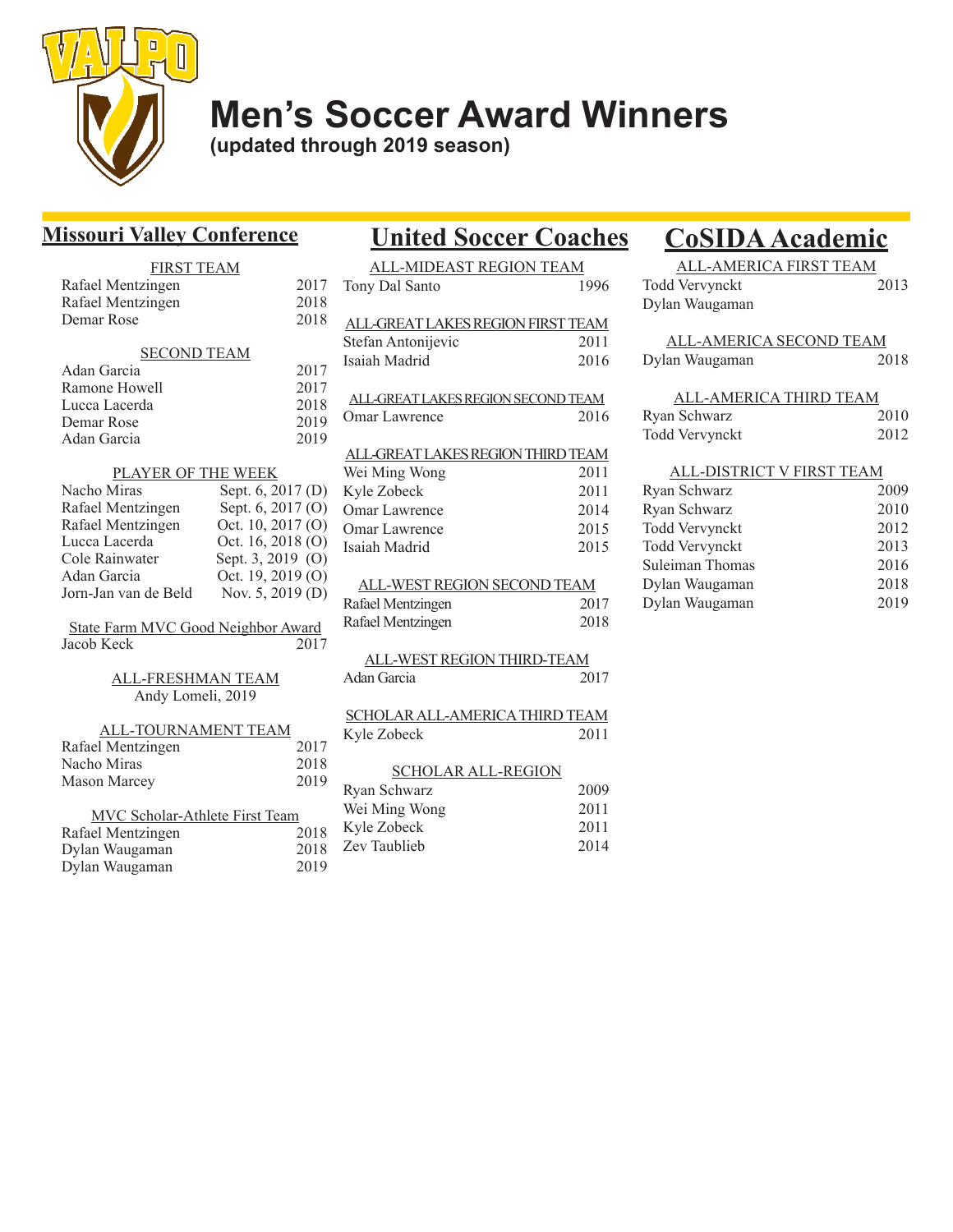# Men's Soccer Award Winners

**(updated through 2019 season)**

## Missouri Valley Conference

### FIRST TEAM

| Name | Year |
|---|---|
| Rafael Mentzingen | 2017 |
| Rafael Mentzingen | 2018 |
| Demar Rose | 2018 |

### SECOND TEAM

| Name | Year |
|---|---|
| Adan Garcia | 2017 |
| Ramone Howell | 2017 |
| Lucca Lacerda | 2018 |
| Demar Rose | 2019 |
| Adan Garcia | 2019 |

### PLAYER OF THE WEEK

| Name | Date |
|---|---|
| Nacho Miras | Sept. 6, 2017 (D) |
| Rafael Mentzingen | Sept. 6, 2017 (O) |
| Rafael Mentzingen | Oct. 10, 2017 (O) |
| Lucca Lacerda | Oct. 16, 2018 (O) |
| Cole Rainwater | Sept. 3, 2019 (O) |
| Adan Garcia | Oct. 19, 2019 (O) |
| Jorn-Jan van de Beld | Nov. 5, 2019 (D) |

### State Farm MVC Good Neighbor Award

| Name | Year |
|---|---|
| Jacob Keck | 2017 |

### ALL-FRESHMAN TEAM

Andy Lomeli, 2019

### ALL-TOURNAMENT TEAM

| Name | Year |
|---|---|
| Rafael Mentzingen | 2017 |
| Nacho Miras | 2018 |
| Mason Marcey | 2019 |

### MVC Scholar-Athlete First Team

| Name | Year |
|---|---|
| Rafael Mentzingen | 2018 |
| Dylan Waugaman | 2018 |
| Dylan Waugaman | 2019 |

## United Soccer Coaches

### ALL-MIDEAST REGION TEAM

| Name | Year |
|---|---|
| Tony Dal Santo | 1996 |

### ALL-GREAT LAKES REGION FIRST TEAM

| Name | Year |
|---|---|
| Stefan Antonijevic | 2011 |
| Isaiah Madrid | 2016 |

### ALL-GREAT LAKES REGION SECOND TEAM

| Name | Year |
|---|---|
| Omar Lawrence | 2016 |

### ALL-GREAT LAKES REGION THIRD TEAM

| Name | Year |
|---|---|
| Wei Ming Wong | 2011 |
| Kyle Zobeck | 2011 |
| Omar Lawrence | 2014 |
| Omar Lawrence | 2015 |
| Isaiah Madrid | 2015 |

### ALL-WEST REGION SECOND TEAM

| Name | Year |
|---|---|
| Rafael Mentzingen | 2017 |
| Rafael Mentzingen | 2018 |

### ALL-WEST REGION THIRD-TEAM

| Name | Year |
|---|---|
| Adan Garcia | 2017 |

### SCHOLAR ALL-AMERICA THIRD TEAM

| Name | Year |
|---|---|
| Kyle Zobeck | 2011 |

### SCHOLAR ALL-REGION

| Name | Year |
|---|---|
| Ryan Schwarz | 2009 |
| Wei Ming Wong | 2011 |
| Kyle Zobeck | 2011 |
| Zev Taublieb | 2014 |

## CoSIDA Academic

### ALL-AMERICA FIRST TEAM

| Name | Year |
|---|---|
| Todd Vervynckt | 2013 |
| Dylan Waugaman | |

### ALL-AMERICA SECOND TEAM

| Name | Year |
|---|---|
| Dylan Waugaman | 2018 |

### ALL-AMERICA THIRD TEAM

| Name | Year |
|---|---|
| Ryan Schwarz | 2010 |
| Todd Vervynckt | 2012 |

### ALL-DISTRICT V FIRST TEAM

| Name | Year |
|---|---|
| Ryan Schwarz | 2009 |
| Ryan Schwarz | 2010 |
| Todd Vervynckt | 2012 |
| Todd Vervynckt | 2013 |
| Suleiman Thomas | 2016 |
| Dylan Waugaman | 2018 |
| Dylan Waugaman | 2019 |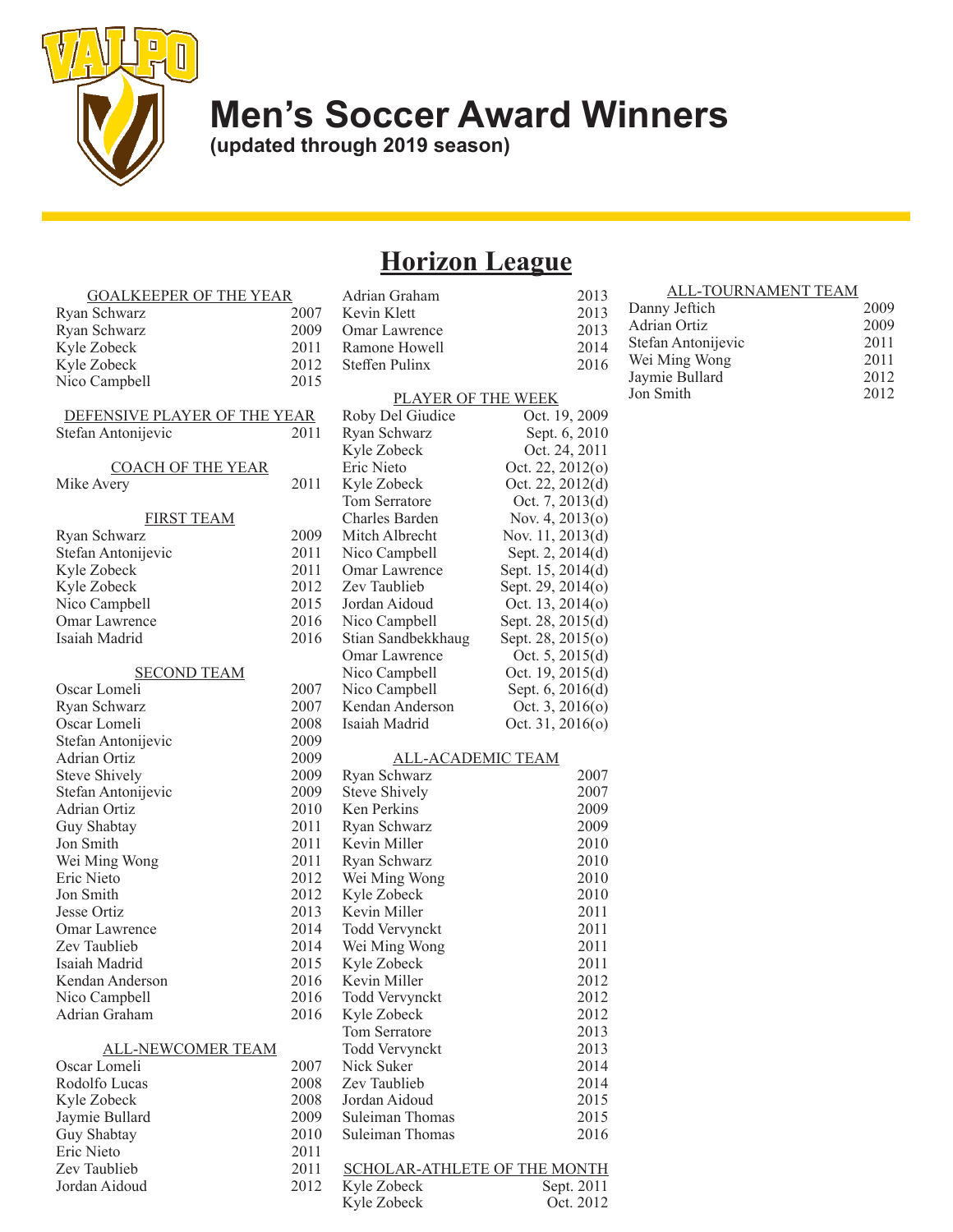# Men's Soccer Award Winners

**(updated through 2019 season)**

## Horizon League

### GOALKEEPER OF THE YEAR

| Name | Year |
|---|---|
| Ryan Schwarz | 2007 |
| Ryan Schwarz | 2009 |
| Kyle Zobeck | 2011 |
| Kyle Zobeck | 2012 |
| Nico Campbell | 2015 |

### DEFENSIVE PLAYER OF THE YEAR

| Name | Year |
|---|---|
| Stefan Antonijevic | 2011 |

### COACH OF THE YEAR

| Name | Year |
|---|---|
| Mike Avery | 2011 |

### FIRST TEAM

| Name | Year |
|---|---|
| Ryan Schwarz | 2009 |
| Stefan Antonijevic | 2011 |
| Kyle Zobeck | 2011 |
| Kyle Zobeck | 2012 |
| Nico Campbell | 2015 |
| Omar Lawrence | 2016 |
| Isaiah Madrid | 2016 |

### SECOND TEAM

| Name | Year |
|---|---|
| Oscar Lomeli | 2007 |
| Ryan Schwarz | 2007 |
| Oscar Lomeli | 2008 |
| Stefan Antonijevic | 2009 |
| Adrian Ortiz | 2009 |
| Steve Shively | 2009 |
| Stefan Antonijevic | 2009 |
| Adrian Ortiz | 2010 |
| Guy Shabtay | 2011 |
| Jon Smith | 2011 |
| Wei Ming Wong | 2011 |
| Eric Nieto | 2012 |
| Jon Smith | 2012 |
| Jesse Ortiz | 2013 |
| Omar Lawrence | 2014 |
| Zev Taublieb | 2014 |
| Isaiah Madrid | 2015 |
| Kendan Anderson | 2016 |
| Nico Campbell | 2016 |
| Adrian Graham | 2016 |

### ALL-NEWCOMER TEAM

| Name | Year |
|---|---|
| Oscar Lomeli | 2007 |
| Rodolfo Lucas | 2008 |
| Kyle Zobeck | 2008 |
| Jaymie Bullard | 2009 |
| Guy Shabtay | 2010 |
| Eric Nieto | 2011 |
| Zev Taublieb | 2011 |
| Jordan Aidoud | 2012 |
| Adrian Graham | 2013 |
| Kevin Klett | 2013 |
| Omar Lawrence | 2013 |
| Ramone Howell | 2014 |
| Steffen Pulinx | 2016 |

### PLAYER OF THE WEEK

| Name | Date |
|---|---|
| Roby Del Giudice | Oct. 19, 2009 |
| Ryan Schwarz | Sept. 6, 2010 |
| Kyle Zobeck | Oct. 24, 2011 |
| Eric Nieto | Oct. 22, 2012(o) |
| Kyle Zobeck | Oct. 22, 2012(d) |
| Tom Serratore | Oct. 7, 2013(d) |
| Charles Barden | Nov. 4, 2013(o) |
| Mitch Albrecht | Nov. 11, 2013(d) |
| Nico Campbell | Sept. 2, 2014(d) |
| Omar Lawrence | Sept. 15, 2014(d) |
| Zev Taublieb | Sept. 29, 2014(o) |
| Jordan Aidoud | Oct. 13, 2014(o) |
| Nico Campbell | Sept. 28, 2015(d) |
| Stian Sandbekkhaug | Sept. 28, 2015(o) |
| Omar Lawrence | Oct. 5, 2015(d) |
| Nico Campbell | Oct. 19, 2015(d) |
| Nico Campbell | Sept. 6, 2016(d) |
| Kendan Anderson | Oct. 3, 2016(o) |
| Isaiah Madrid | Oct. 31, 2016(o) |

### ALL-ACADEMIC TEAM

| Name | Year |
|---|---|
| Ryan Schwarz | 2007 |
| Steve Shively | 2007 |
| Ken Perkins | 2009 |
| Ryan Schwarz | 2009 |
| Kevin Miller | 2010 |
| Ryan Schwarz | 2010 |
| Wei Ming Wong | 2010 |
| Kyle Zobeck | 2010 |
| Kevin Miller | 2011 |
| Todd Vervynckt | 2011 |
| Wei Ming Wong | 2011 |
| Kyle Zobeck | 2011 |
| Kevin Miller | 2012 |
| Todd Vervynckt | 2012 |
| Kyle Zobeck | 2012 |
| Tom Serratore | 2013 |
| Todd Vervynckt | 2013 |
| Nick Suker | 2014 |
| Zev Taublieb | 2014 |
| Jordan Aidoud | 2015 |
| Suleiman Thomas | 2015 |
| Suleiman Thomas | 2016 |

### SCHOLAR-ATHLETE OF THE MONTH

| Name | Date |
|---|---|
| Kyle Zobeck | Sept. 2011 |
| Kyle Zobeck | Oct. 2012 |

### ALL-TOURNAMENT TEAM

| Name | Year |
|---|---|
| Danny Jeftich | 2009 |
| Adrian Ortiz | 2009 |
| Stefan Antonijevic | 2011 |
| Wei Ming Wong | 2011 |
| Jaymie Bullard | 2012 |
| Jon Smith | 2012 |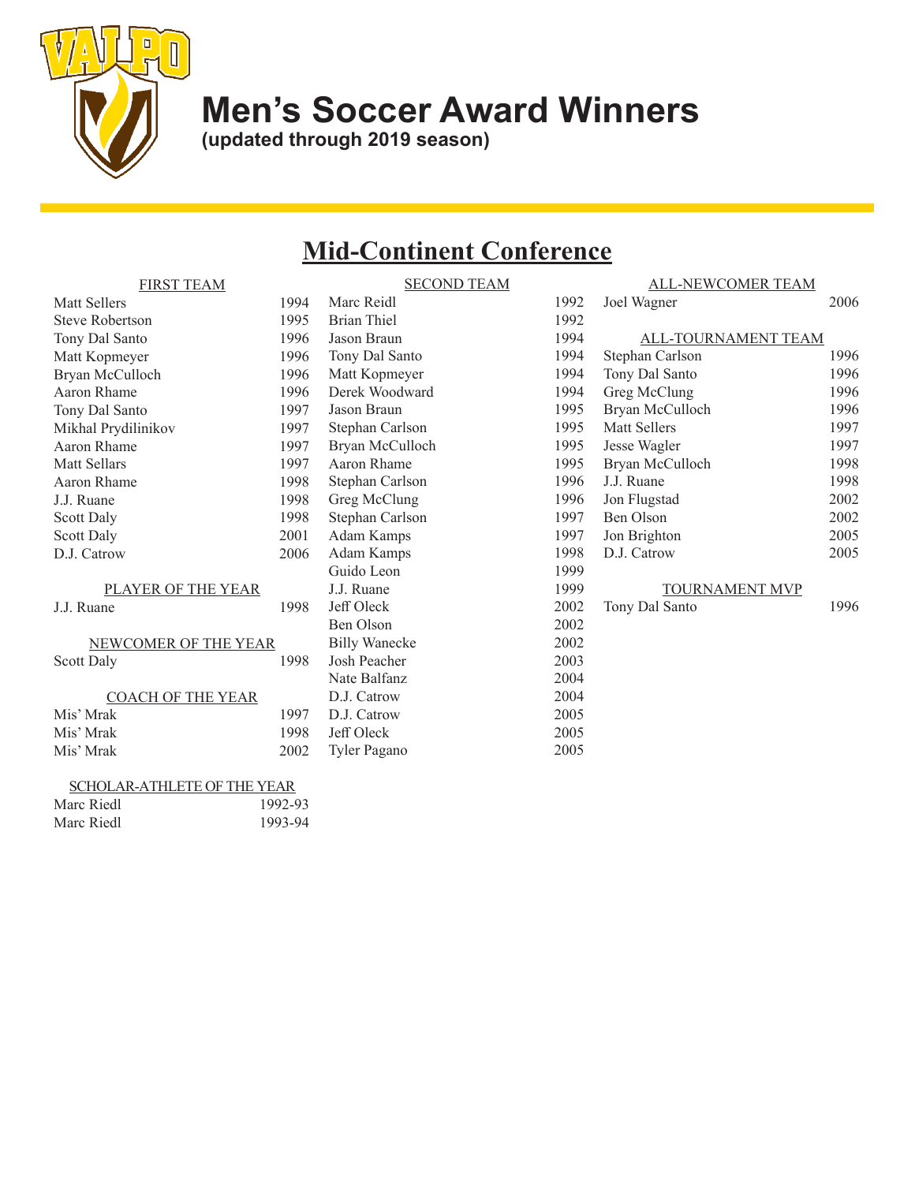# Men's Soccer Award Winners

**(updated through 2019 season)**

## Mid-Continent Conference

### FIRST TEAM

| | |
|---|---|
| Matt Sellers | 1994 |
| Steve Robertson | 1995 |
| Tony Dal Santo | 1996 |
| Matt Kopmeyer | 1996 |
| Bryan McCulloch | 1996 |
| Aaron Rhame | 1996 |
| Tony Dal Santo | 1997 |
| Mikhal Prydilinikov | 1997 |
| Aaron Rhame | 1997 |
| Matt Sellars | 1997 |
| Aaron Rhame | 1998 |
| J.J. Ruane | 1998 |
| Scott Daly | 1998 |
| Scott Daly | 2001 |
| D.J. Catrow | 2006 |

### PLAYER OF THE YEAR

| | |
|---|---|
| J.J. Ruane | 1998 |

### NEWCOMER OF THE YEAR

| | |
|---|---|
| Scott Daly | 1998 |

### COACH OF THE YEAR

| | |
|---|---|
| Mis' Mrak | 1997 |
| Mis' Mrak | 1998 |
| Mis' Mrak | 2002 |

### SCHOLAR-ATHLETE OF THE YEAR

| | |
|---|---|
| Marc Riedl | 1992-93 |
| Marc Riedl | 1993-94 |

### SECOND TEAM

| | |
|---|---|
| Marc Reidl | 1992 |
| Brian Thiel | 1992 |
| Jason Braun | 1994 |
| Tony Dal Santo | 1994 |
| Matt Kopmeyer | 1994 |
| Derek Woodward | 1994 |
| Jason Braun | 1995 |
| Stephan Carlson | 1995 |
| Bryan McCulloch | 1995 |
| Aaron Rhame | 1995 |
| Stephan Carlson | 1996 |
| Greg McClung | 1996 |
| Stephan Carlson | 1997 |
| Adam Kamps | 1997 |
| Adam Kamps | 1998 |
| Guido Leon | 1999 |
| J.J. Ruane | 1999 |
| Jeff Oleck | 2002 |
| Ben Olson | 2002 |
| Billy Wanecke | 2002 |
| Josh Peacher | 2003 |
| Nate Balfanz | 2004 |
| D.J. Catrow | 2004 |
| D.J. Catrow | 2005 |
| Jeff Oleck | 2005 |
| Tyler Pagano | 2005 |

### ALL-NEWCOMER TEAM

| | |
|---|---|
| Joel Wagner | 2006 |

### ALL-TOURNAMENT TEAM

| | |
|---|---|
| Stephan Carlson | 1996 |
| Tony Dal Santo | 1996 |
| Greg McClung | 1996 |
| Bryan McCulloch | 1996 |
| Matt Sellers | 1997 |
| Jesse Wagler | 1997 |
| Bryan McCulloch | 1998 |
| J.J. Ruane | 1998 |
| Jon Flugstad | 2002 |
| Ben Olson | 2002 |
| Jon Brighton | 2005 |
| D.J. Catrow | 2005 |

### TOURNAMENT MVP

| | |
|---|---|
| Tony Dal Santo | 1996 |